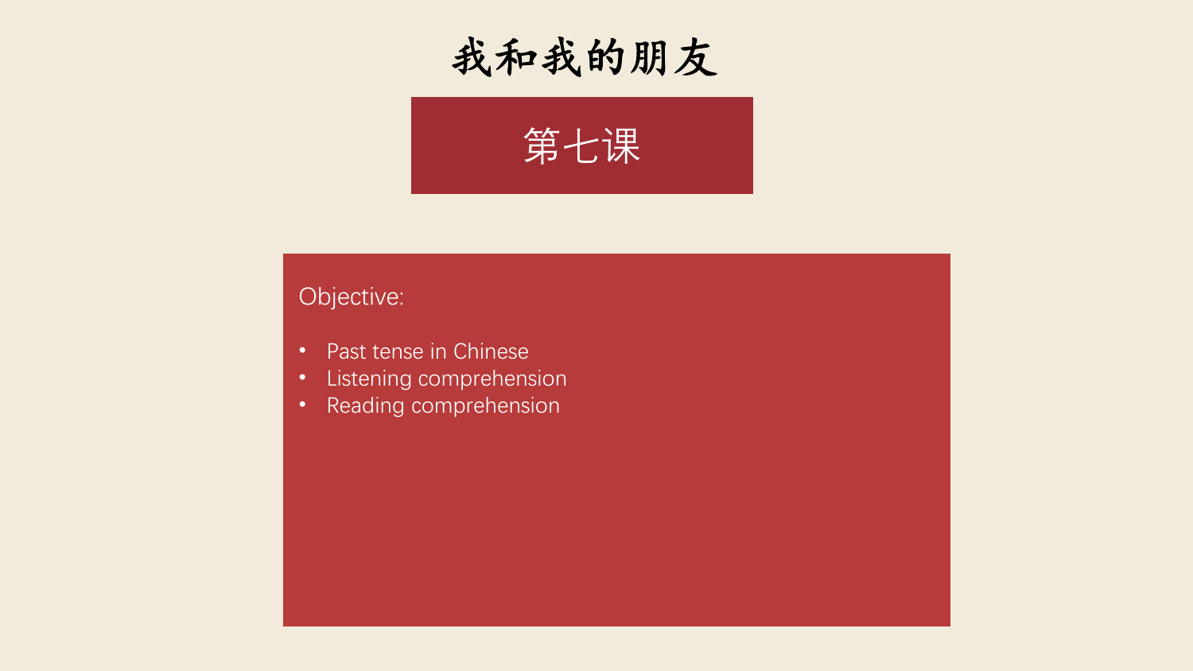# 我和我的朋友

## 第七课

Objective:

- Past tense in Chinese
- Listening comprehension
- Reading comprehension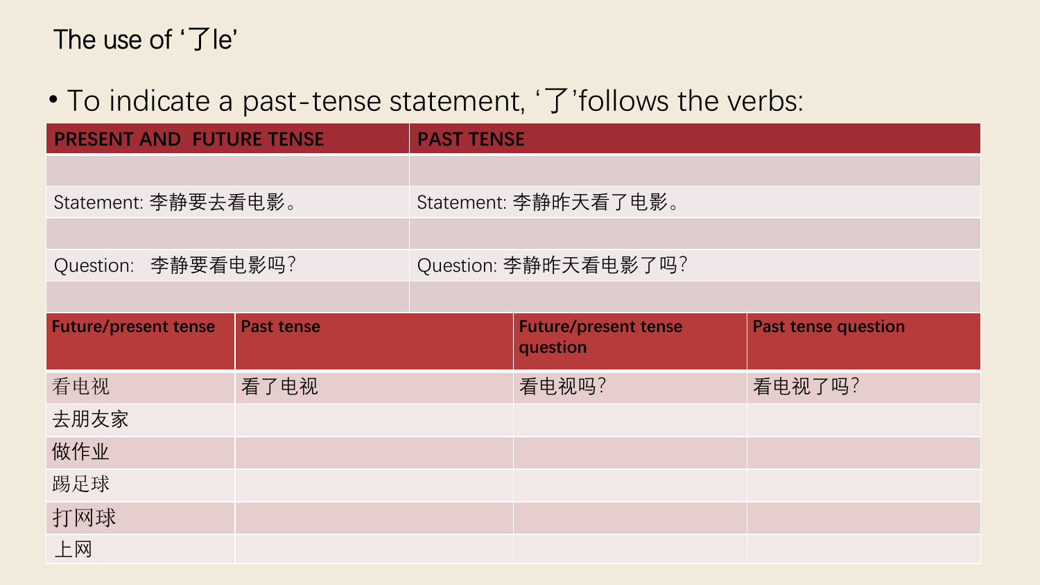# The use of '了le'

- To indicate a past-tense statement, '了'follows the verbs:

| PRESENT AND FUTURE TENSE | PAST TENSE |
| --- | --- |
| | |
| Statement: 李静要去看电影。 | Statement: 李静昨天看了电影。 |
| | |
| Question: 李静要看电影吗? | Question: 李静昨天看电影了吗? |
| | |

| Future/present tense | Past tense | Future/present tense question | Past tense question |
| --- | --- | --- | --- |
| 看电视 | 看了电视 | 看电视吗? | 看电视了吗? |
| 去朋友家 | | | |
| 做作业 | | | |
| 踢足球 | | | |
| 打网球 | | | |
| 上网 | | | |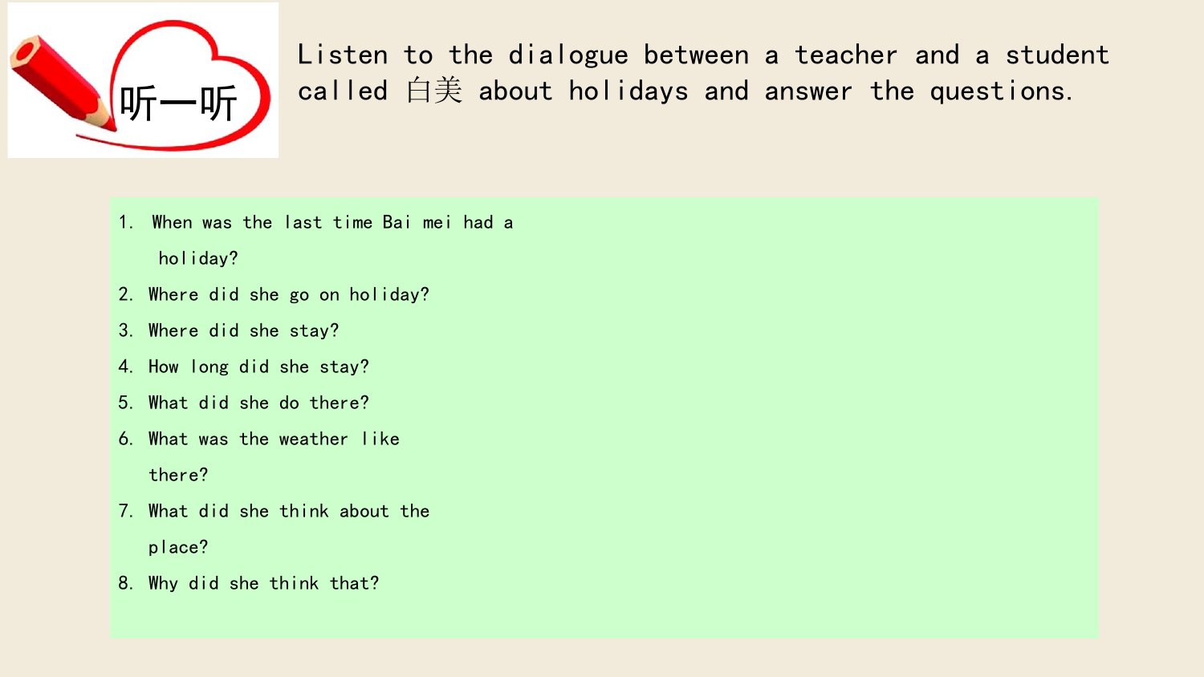听一听

Listen to the dialogue between a teacher and a student called 白美 about holidays and answer the questions.

1. When was the last time Bai mei had a holiday?
2. Where did she go on holiday?
3. Where did she stay?
4. How long did she stay?
5. What did she do there?
6. What was the weather like there?
7. What did she think about the place?
8. Why did she think that?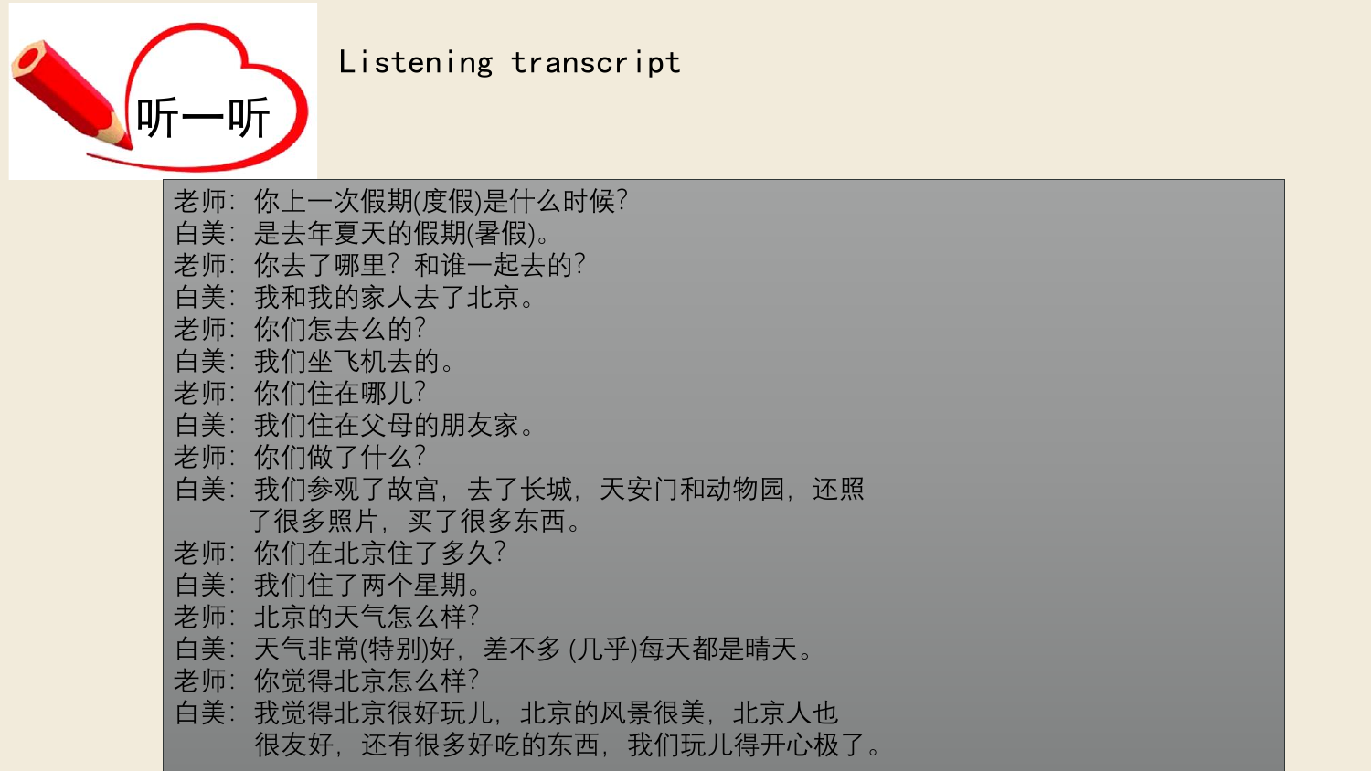# 听一听

## Listening transcript

老师：你上一次假期(度假)是什么时候？
白美：是去年夏天的假期(暑假)。
老师：你去了哪里？和谁一起去的？
白美：我和我的家人去了北京。
老师：你们怎去么的？
白美：我们坐飞机去的。
老师：你们住在哪儿？
白美：我们住在父母的朋友家。
老师：你们做了什么？
白美：我们参观了故宫，去了长城，天安门和动物园，还照了很多照片，买了很多东西。
老师：你们在北京住了多久？
白美：我们住了两个星期。
老师：北京的天气怎么样？
白美：天气非常(特别)好，差不多 (几乎)每天都是晴天。
老师：你觉得北京怎么样？
白美：我觉得北京很好玩儿，北京的风景很美，北京人也很友好，还有很多好吃的东西，我们玩儿得开心极了。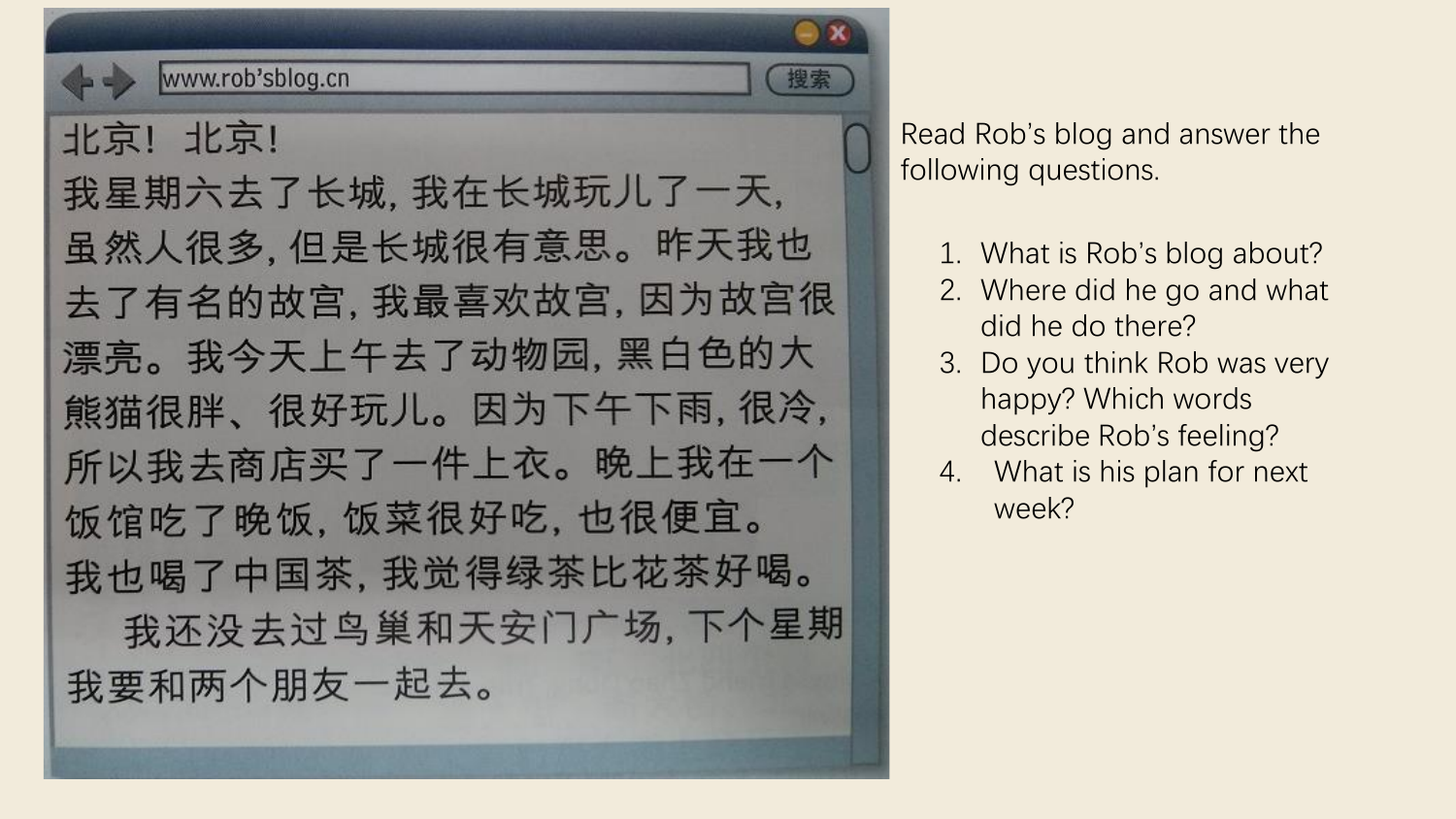www.rob'sblog.cn 搜索

北京！ 北京！

我星期六去了长城，我在长城玩儿了一天，虽然人很多，但是长城很有意思。昨天我也去了有名的故宫，我最喜欢故宫，因为故宫很漂亮。我今天上午去了动物园，黑白色的大熊猫很胖、很好玩儿。因为下午下雨，很冷，所以我去商店买了一件上衣。晚上我在一个饭馆吃了晚饭，饭菜很好吃，也很便宜。我也喝了中国茶，我觉得绿茶比花茶好喝。

我还没去过鸟巢和天安门广场，下个星期我要和两个朋友一起去。

Read Rob's blog and answer the following questions.

1. What is Rob's blog about?
2. Where did he go and what did he do there?
3. Do you think Rob was very happy? Which words describe Rob's feeling?
4. What is his plan for next week?